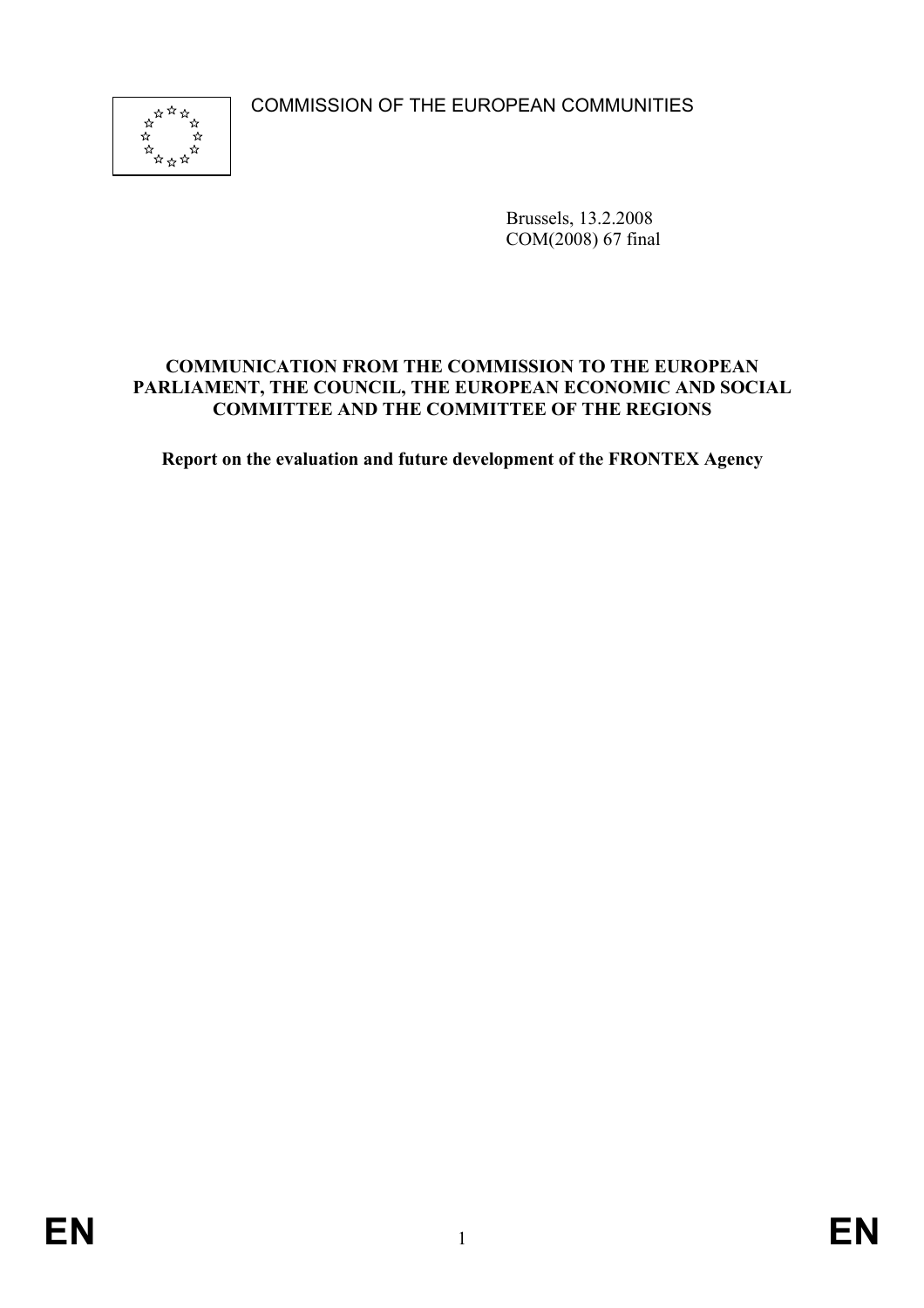COMMISSION OF THE EUROPEAN COMMUNITIES

Brussels, 13.2.2008
COM(2008) 67 final

**COMMUNICATION FROM THE COMMISSION TO THE EUROPEAN PARLIAMENT, THE COUNCIL, THE EUROPEAN ECONOMIC AND SOCIAL COMMITTEE AND THE COMMITTEE OF THE REGIONS**

**Report on the evaluation and future development of the FRONTEX Agency**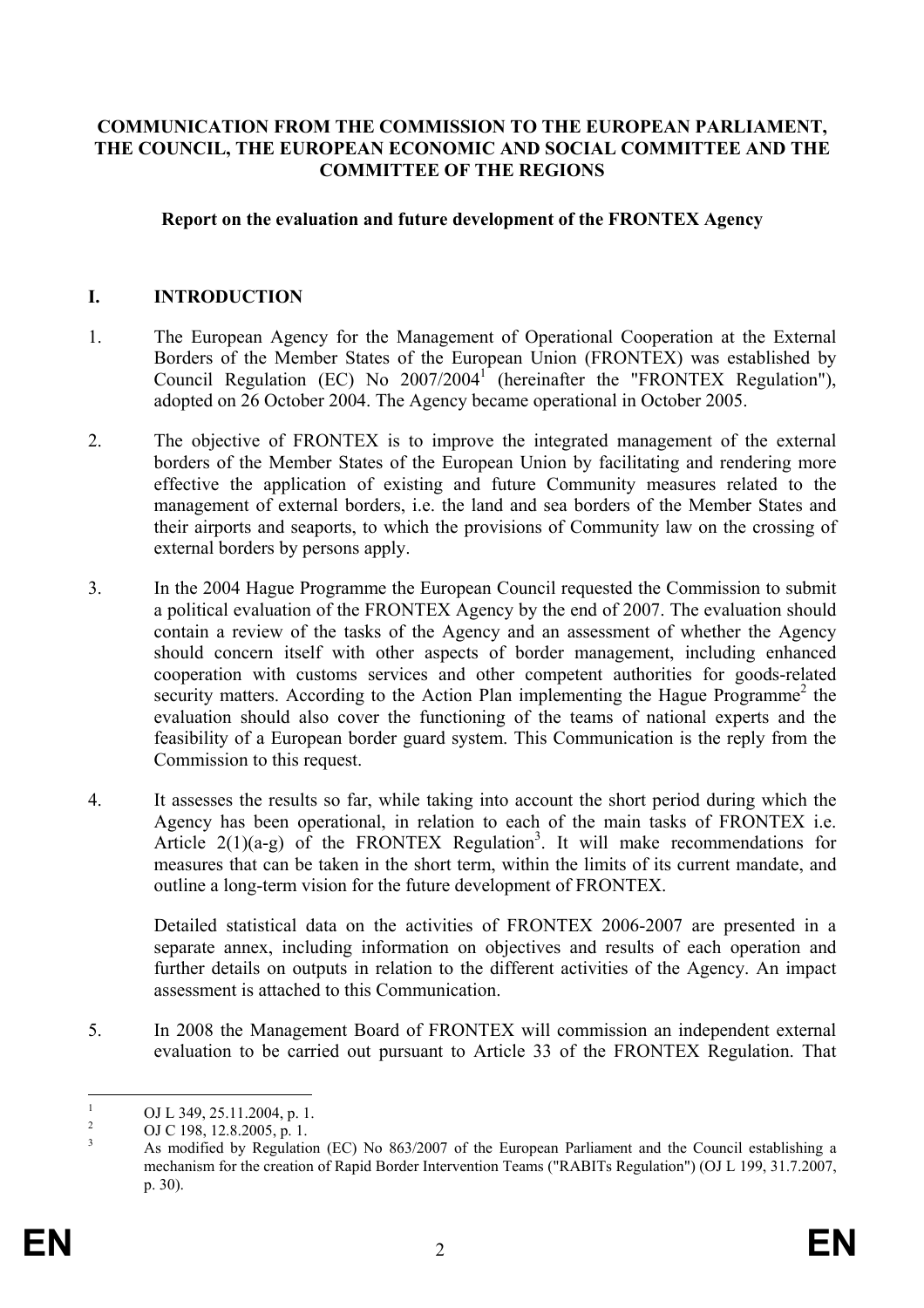**COMMUNICATION FROM THE COMMISSION TO THE EUROPEAN PARLIAMENT, THE COUNCIL, THE EUROPEAN ECONOMIC AND SOCIAL COMMITTEE AND THE COMMITTEE OF THE REGIONS**

**Report on the evaluation and future development of the FRONTEX Agency**

## I. INTRODUCTION

1. The European Agency for the Management of Operational Cooperation at the External Borders of the Member States of the European Union (FRONTEX) was established by Council Regulation (EC) No 2007/2004[1] (hereinafter the "FRONTEX Regulation"), adopted on 26 October 2004. The Agency became operational in October 2005.

2. The objective of FRONTEX is to improve the integrated management of the external borders of the Member States of the European Union by facilitating and rendering more effective the application of existing and future Community measures related to the management of external borders, i.e. the land and sea borders of the Member States and their airports and seaports, to which the provisions of Community law on the crossing of external borders by persons apply.

3. In the 2004 Hague Programme the European Council requested the Commission to submit a political evaluation of the FRONTEX Agency by the end of 2007. The evaluation should contain a review of the tasks of the Agency and an assessment of whether the Agency should concern itself with other aspects of border management, including enhanced cooperation with customs services and other competent authorities for goods-related security matters. According to the Action Plan implementing the Hague Programme[2] the evaluation should also cover the functioning of the teams of national experts and the feasibility of a European border guard system. This Communication is the reply from the Commission to this request.

4. It assesses the results so far, while taking into account the short period during which the Agency has been operational, in relation to each of the main tasks of FRONTEX i.e. Article 2(1)(a-g) of the FRONTEX Regulation[3]. It will make recommendations for measures that can be taken in the short term, within the limits of its current mandate, and outline a long-term vision for the future development of FRONTEX.

   Detailed statistical data on the activities of FRONTEX 2006-2007 are presented in a separate annex, including information on objectives and results of each operation and further details on outputs in relation to the different activities of the Agency. An impact assessment is attached to this Communication.

5. In 2008 the Management Board of FRONTEX will commission an independent external evaluation to be carried out pursuant to Article 33 of the FRONTEX Regulation. That

---

[1] OJ L 349, 25.11.2004, p. 1.

[2] OJ C 198, 12.8.2005, p. 1.

[3] As modified by Regulation (EC) No 863/2007 of the European Parliament and the Council establishing a mechanism for the creation of Rapid Border Intervention Teams ("RABITs Regulation") (OJ L 199, 31.7.2007, p. 30).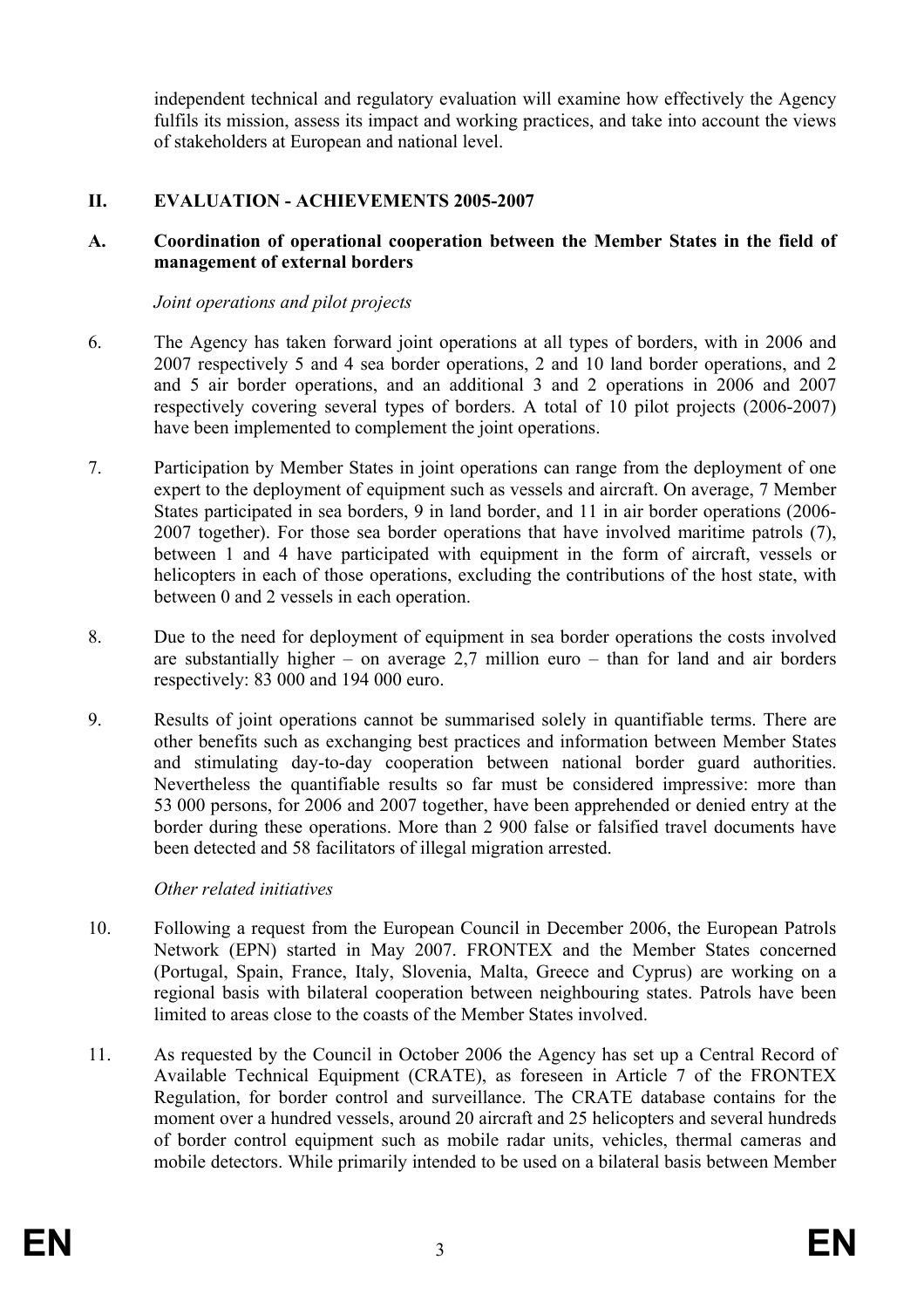independent technical and regulatory evaluation will examine how effectively the Agency fulfils its mission, assess its impact and working practices, and take into account the views of stakeholders at European and national level.

## II. EVALUATION - ACHIEVEMENTS 2005-2007

### A. Coordination of operational cooperation between the Member States in the field of management of external borders

*Joint operations and pilot projects*

6. The Agency has taken forward joint operations at all types of borders, with in 2006 and 2007 respectively 5 and 4 sea border operations, 2 and 10 land border operations, and 2 and 5 air border operations, and an additional 3 and 2 operations in 2006 and 2007 respectively covering several types of borders. A total of 10 pilot projects (2006-2007) have been implemented to complement the joint operations.

7. Participation by Member States in joint operations can range from the deployment of one expert to the deployment of equipment such as vessels and aircraft. On average, 7 Member States participated in sea borders, 9 in land border, and 11 in air border operations (2006-2007 together). For those sea border operations that have involved maritime patrols (7), between 1 and 4 have participated with equipment in the form of aircraft, vessels or helicopters in each of those operations, excluding the contributions of the host state, with between 0 and 2 vessels in each operation.

8. Due to the need for deployment of equipment in sea border operations the costs involved are substantially higher – on average 2,7 million euro – than for land and air borders respectively: 83 000 and 194 000 euro.

9. Results of joint operations cannot be summarised solely in quantifiable terms. There are other benefits such as exchanging best practices and information between Member States and stimulating day-to-day cooperation between national border guard authorities. Nevertheless the quantifiable results so far must be considered impressive: more than 53 000 persons, for 2006 and 2007 together, have been apprehended or denied entry at the border during these operations. More than 2 900 false or falsified travel documents have been detected and 58 facilitators of illegal migration arrested.

*Other related initiatives*

10. Following a request from the European Council in December 2006, the European Patrols Network (EPN) started in May 2007. FRONTEX and the Member States concerned (Portugal, Spain, France, Italy, Slovenia, Malta, Greece and Cyprus) are working on a regional basis with bilateral cooperation between neighbouring states. Patrols have been limited to areas close to the coasts of the Member States involved.

11. As requested by the Council in October 2006 the Agency has set up a Central Record of Available Technical Equipment (CRATE), as foreseen in Article 7 of the FRONTEX Regulation, for border control and surveillance. The CRATE database contains for the moment over a hundred vessels, around 20 aircraft and 25 helicopters and several hundreds of border control equipment such as mobile radar units, vehicles, thermal cameras and mobile detectors. While primarily intended to be used on a bilateral basis between Member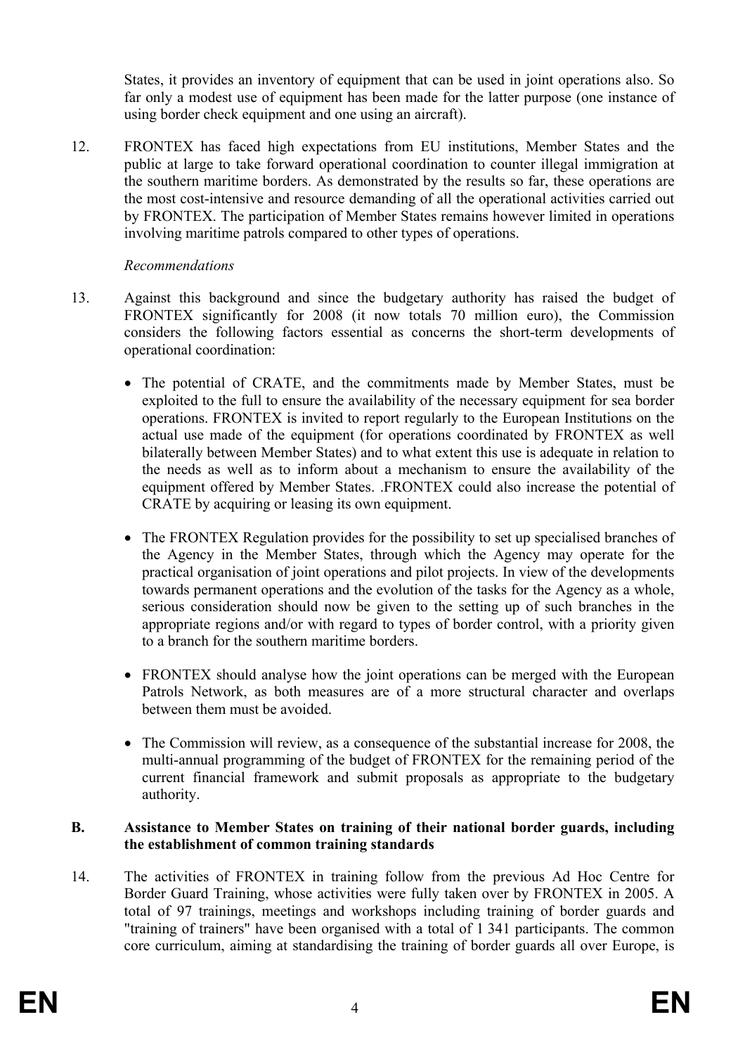States, it provides an inventory of equipment that can be used in joint operations also. So far only a modest use of equipment has been made for the latter purpose (one instance of using border check equipment and one using an aircraft).

12. FRONTEX has faced high expectations from EU institutions, Member States and the public at large to take forward operational coordination to counter illegal immigration at the southern maritime borders. As demonstrated by the results so far, these operations are the most cost-intensive and resource demanding of all the operational activities carried out by FRONTEX. The participation of Member States remains however limited in operations involving maritime patrols compared to other types of operations.

*Recommendations*

13. Against this background and since the budgetary authority has raised the budget of FRONTEX significantly for 2008 (it now totals 70 million euro), the Commission considers the following factors essential as concerns the short-term developments of operational coordination:

- The potential of CRATE, and the commitments made by Member States, must be exploited to the full to ensure the availability of the necessary equipment for sea border operations. FRONTEX is invited to report regularly to the European Institutions on the actual use made of the equipment (for operations coordinated by FRONTEX as well bilaterally between Member States) and to what extent this use is adequate in relation to the needs as well as to inform about a mechanism to ensure the availability of the equipment offered by Member States. .FRONTEX could also increase the potential of CRATE by acquiring or leasing its own equipment.

- The FRONTEX Regulation provides for the possibility to set up specialised branches of the Agency in the Member States, through which the Agency may operate for the practical organisation of joint operations and pilot projects. In view of the developments towards permanent operations and the evolution of the tasks for the Agency as a whole, serious consideration should now be given to the setting up of such branches in the appropriate regions and/or with regard to types of border control, with a priority given to a branch for the southern maritime borders.

- FRONTEX should analyse how the joint operations can be merged with the European Patrols Network, as both measures are of a more structural character and overlaps between them must be avoided.

- The Commission will review, as a consequence of the substantial increase for 2008, the multi-annual programming of the budget of FRONTEX for the remaining period of the current financial framework and submit proposals as appropriate to the budgetary authority.

**B. Assistance to Member States on training of their national border guards, including the establishment of common training standards**

14. The activities of FRONTEX in training follow from the previous Ad Hoc Centre for Border Guard Training, whose activities were fully taken over by FRONTEX in 2005. A total of 97 trainings, meetings and workshops including training of border guards and "training of trainers" have been organised with a total of 1 341 participants. The common core curriculum, aiming at standardising the training of border guards all over Europe, is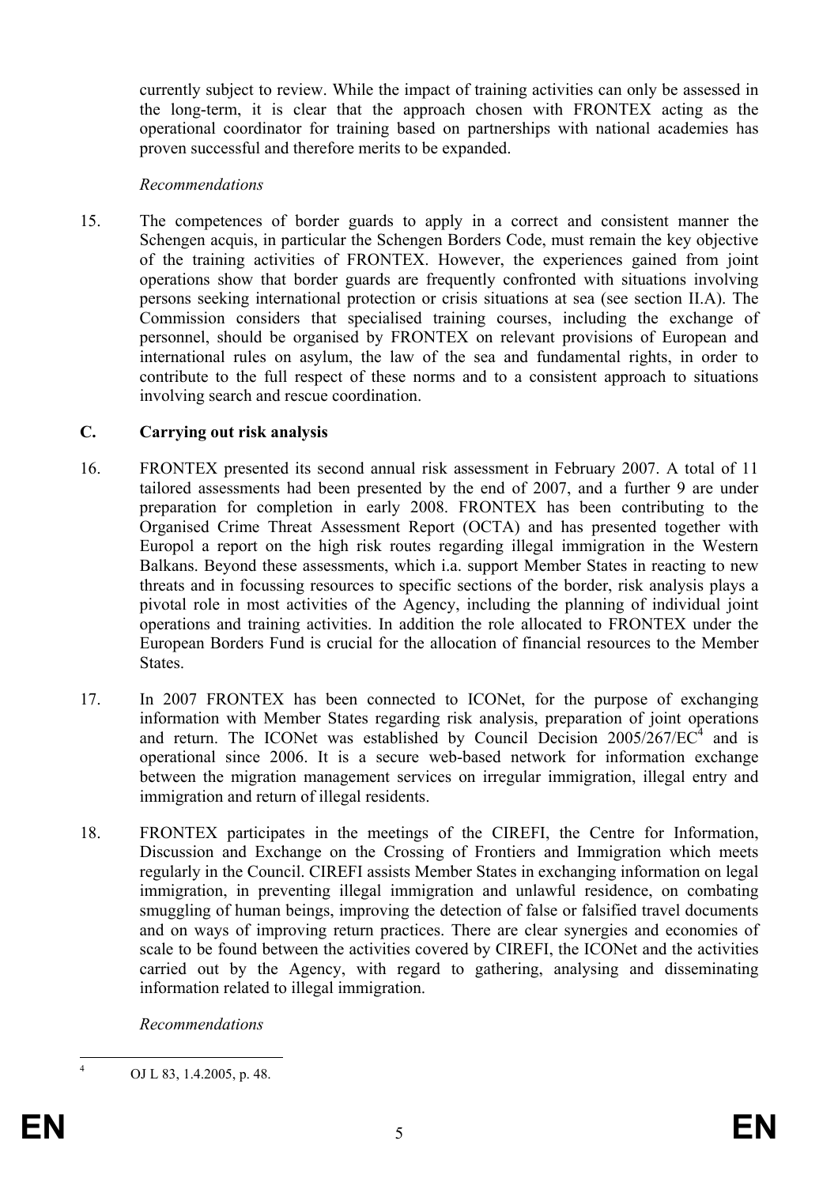currently subject to review. While the impact of training activities can only be assessed in the long-term, it is clear that the approach chosen with FRONTEX acting as the operational coordinator for training based on partnerships with national academies has proven successful and therefore merits to be expanded.

*Recommendations*

15. The competences of border guards to apply in a correct and consistent manner the Schengen acquis, in particular the Schengen Borders Code, must remain the key objective of the training activities of FRONTEX. However, the experiences gained from joint operations show that border guards are frequently confronted with situations involving persons seeking international protection or crisis situations at sea (see section II.A). The Commission considers that specialised training courses, including the exchange of personnel, should be organised by FRONTEX on relevant provisions of European and international rules on asylum, the law of the sea and fundamental rights, in order to contribute to the full respect of these norms and to a consistent approach to situations involving search and rescue coordination.

## C. Carrying out risk analysis

16. FRONTEX presented its second annual risk assessment in February 2007. A total of 11 tailored assessments had been presented by the end of 2007, and a further 9 are under preparation for completion in early 2008. FRONTEX has been contributing to the Organised Crime Threat Assessment Report (OCTA) and has presented together with Europol a report on the high risk routes regarding illegal immigration in the Western Balkans. Beyond these assessments, which i.a. support Member States in reacting to new threats and in focussing resources to specific sections of the border, risk analysis plays a pivotal role in most activities of the Agency, including the planning of individual joint operations and training activities. In addition the role allocated to FRONTEX under the European Borders Fund is crucial for the allocation of financial resources to the Member States.

17. In 2007 FRONTEX has been connected to ICONet, for the purpose of exchanging information with Member States regarding risk analysis, preparation of joint operations and return. The ICONet was established by Council Decision 2005/267/EC[4] and is operational since 2006. It is a secure web-based network for information exchange between the migration management services on irregular immigration, illegal entry and immigration and return of illegal residents.

18. FRONTEX participates in the meetings of the CIREFI, the Centre for Information, Discussion and Exchange on the Crossing of Frontiers and Immigration which meets regularly in the Council. CIREFI assists Member States in exchanging information on legal immigration, in preventing illegal immigration and unlawful residence, on combating smuggling of human beings, improving the detection of false or falsified travel documents and on ways of improving return practices. There are clear synergies and economies of scale to be found between the activities covered by CIREFI, the ICONet and the activities carried out by the Agency, with regard to gathering, analysing and disseminating information related to illegal immigration.

*Recommendations*

---

[4] OJ L 83, 1.4.2005, p. 48.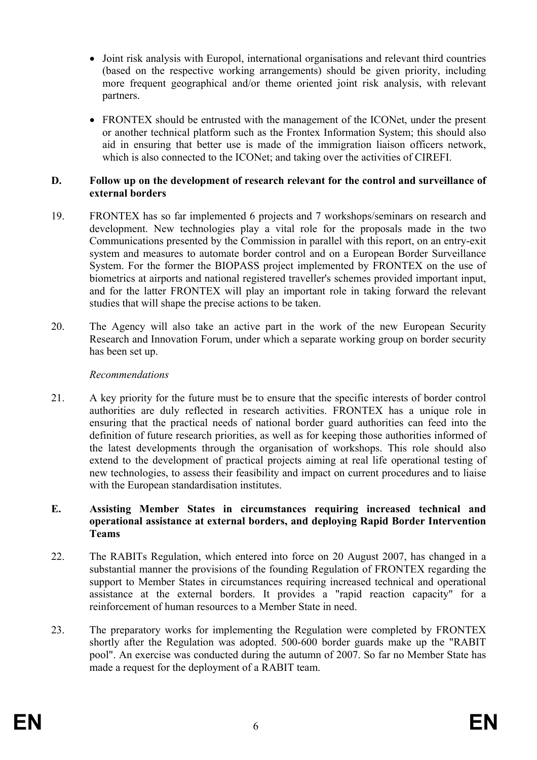- Joint risk analysis with Europol, international organisations and relevant third countries (based on the respective working arrangements) should be given priority, including more frequent geographical and/or theme oriented joint risk analysis, with relevant partners.
- FRONTEX should be entrusted with the management of the ICONet, under the present or another technical platform such as the Frontex Information System; this should also aid in ensuring that better use is made of the immigration liaison officers network, which is also connected to the ICONet; and taking over the activities of CIREFI.

**D. Follow up on the development of research relevant for the control and surveillance of external borders**

19. FRONTEX has so far implemented 6 projects and 7 workshops/seminars on research and development. New technologies play a vital role for the proposals made in the two Communications presented by the Commission in parallel with this report, on an entry-exit system and measures to automate border control and on a European Border Surveillance System. For the former the BIOPASS project implemented by FRONTEX on the use of biometrics at airports and national registered traveller's schemes provided important input, and for the latter FRONTEX will play an important role in taking forward the relevant studies that will shape the precise actions to be taken.

20. The Agency will also take an active part in the work of the new European Security Research and Innovation Forum, under which a separate working group on border security has been set up.

*Recommendations*

21. A key priority for the future must be to ensure that the specific interests of border control authorities are duly reflected in research activities. FRONTEX has a unique role in ensuring that the practical needs of national border guard authorities can feed into the definition of future research priorities, as well as for keeping those authorities informed of the latest developments through the organisation of workshops. This role should also extend to the development of practical projects aiming at real life operational testing of new technologies, to assess their feasibility and impact on current procedures and to liaise with the European standardisation institutes.

**E. Assisting Member States in circumstances requiring increased technical and operational assistance at external borders, and deploying Rapid Border Intervention Teams**

22. The RABITs Regulation, which entered into force on 20 August 2007, has changed in a substantial manner the provisions of the founding Regulation of FRONTEX regarding the support to Member States in circumstances requiring increased technical and operational assistance at the external borders. It provides a "rapid reaction capacity" for a reinforcement of human resources to a Member State in need.

23. The preparatory works for implementing the Regulation were completed by FRONTEX shortly after the Regulation was adopted. 500-600 border guards make up the "RABIT pool". An exercise was conducted during the autumn of 2007. So far no Member State has made a request for the deployment of a RABIT team.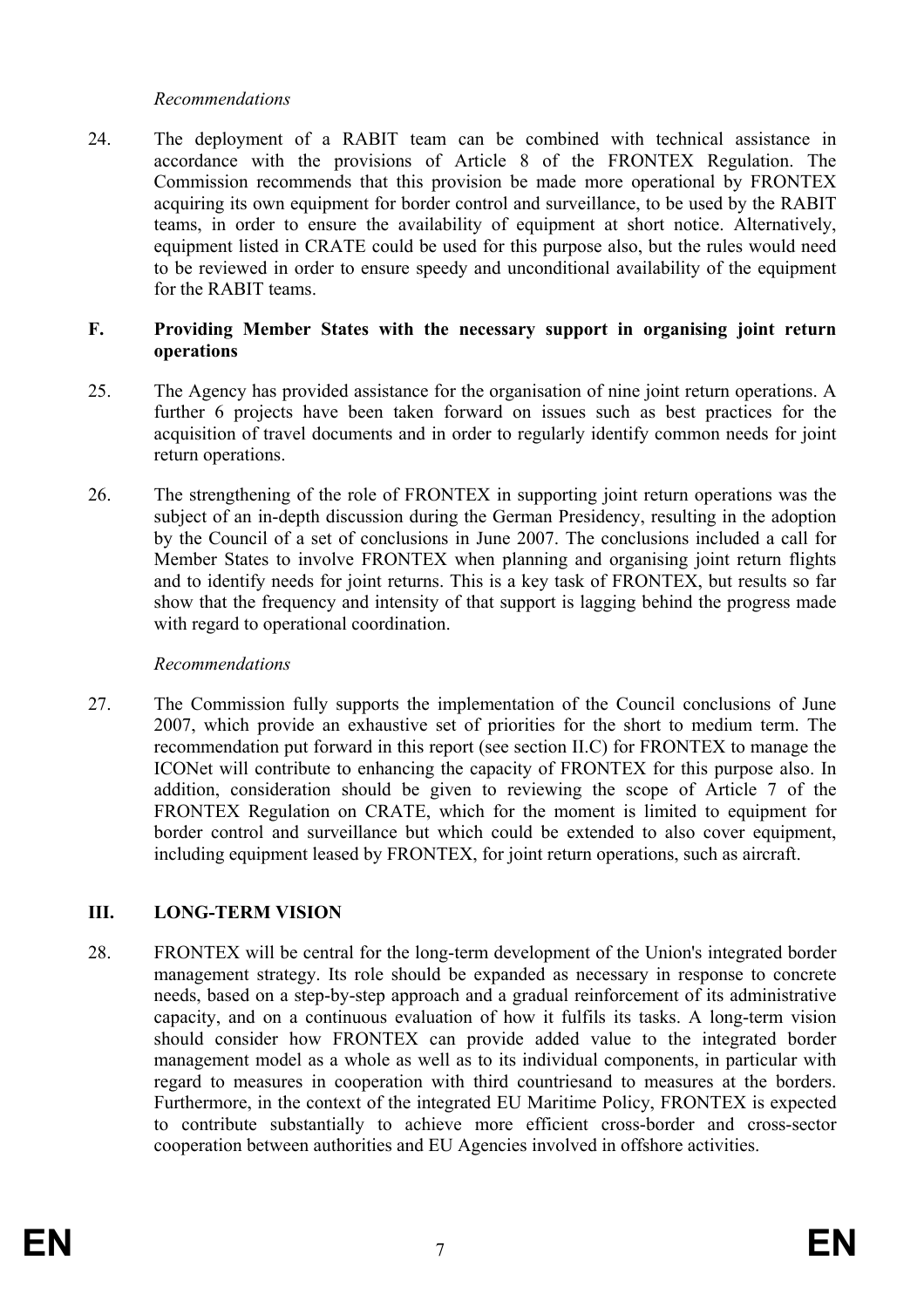*Recommendations*

24. The deployment of a RABIT team can be combined with technical assistance in accordance with the provisions of Article 8 of the FRONTEX Regulation. The Commission recommends that this provision be made more operational by FRONTEX acquiring its own equipment for border control and surveillance, to be used by the RABIT teams, in order to ensure the availability of equipment at short notice. Alternatively, equipment listed in CRATE could be used for this purpose also, but the rules would need to be reviewed in order to ensure speedy and unconditional availability of the equipment for the RABIT teams.

### F. Providing Member States with the necessary support in organising joint return operations

25. The Agency has provided assistance for the organisation of nine joint return operations. A further 6 projects have been taken forward on issues such as best practices for the acquisition of travel documents and in order to regularly identify common needs for joint return operations.

26. The strengthening of the role of FRONTEX in supporting joint return operations was the subject of an in-depth discussion during the German Presidency, resulting in the adoption by the Council of a set of conclusions in June 2007. The conclusions included a call for Member States to involve FRONTEX when planning and organising joint return flights and to identify needs for joint returns. This is a key task of FRONTEX, but results so far show that the frequency and intensity of that support is lagging behind the progress made with regard to operational coordination.

*Recommendations*

27. The Commission fully supports the implementation of the Council conclusions of June 2007, which provide an exhaustive set of priorities for the short to medium term. The recommendation put forward in this report (see section II.C) for FRONTEX to manage the ICONet will contribute to enhancing the capacity of FRONTEX for this purpose also. In addition, consideration should be given to reviewing the scope of Article 7 of the FRONTEX Regulation on CRATE, which for the moment is limited to equipment for border control and surveillance but which could be extended to also cover equipment, including equipment leased by FRONTEX, for joint return operations, such as aircraft.

## III. LONG-TERM VISION

28. FRONTEX will be central for the long-term development of the Union's integrated border management strategy. Its role should be expanded as necessary in response to concrete needs, based on a step-by-step approach and a gradual reinforcement of its administrative capacity, and on a continuous evaluation of how it fulfils its tasks. A long-term vision should consider how FRONTEX can provide added value to the integrated border management model as a whole as well as to its individual components, in particular with regard to measures in cooperation with third countriesand to measures at the borders. Furthermore, in the context of the integrated EU Maritime Policy, FRONTEX is expected to contribute substantially to achieve more efficient cross-border and cross-sector cooperation between authorities and EU Agencies involved in offshore activities.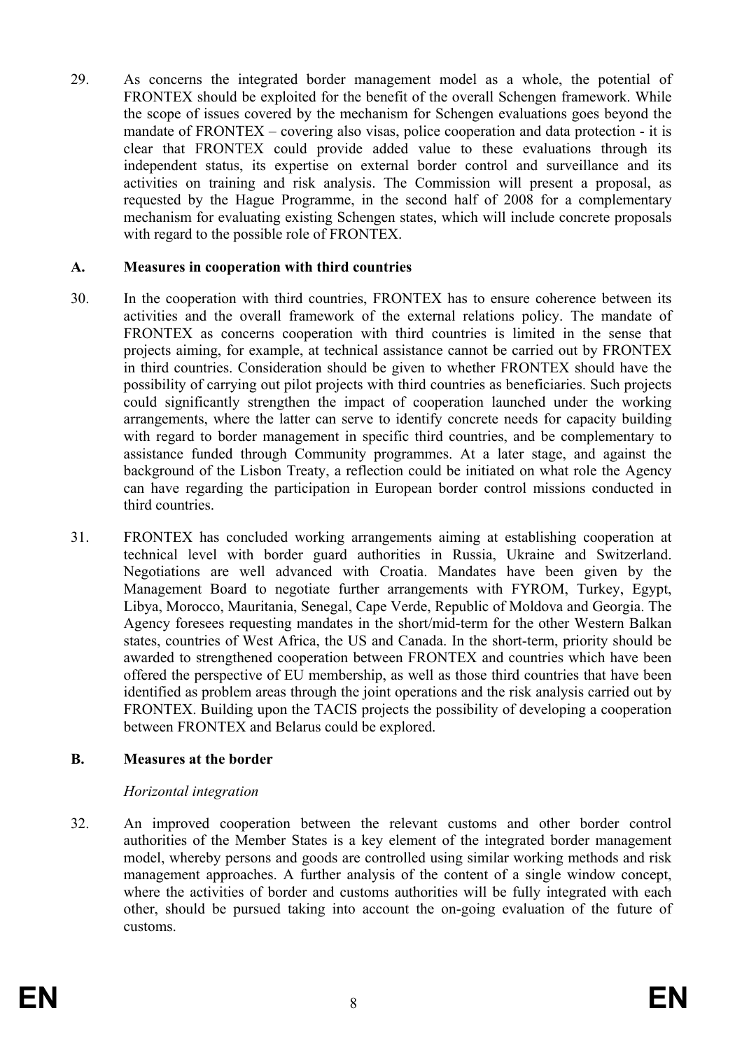29. As concerns the integrated border management model as a whole, the potential of FRONTEX should be exploited for the benefit of the overall Schengen framework. While the scope of issues covered by the mechanism for Schengen evaluations goes beyond the mandate of FRONTEX – covering also visas, police cooperation and data protection - it is clear that FRONTEX could provide added value to these evaluations through its independent status, its expertise on external border control and surveillance and its activities on training and risk analysis. The Commission will present a proposal, as requested by the Hague Programme, in the second half of 2008 for a complementary mechanism for evaluating existing Schengen states, which will include concrete proposals with regard to the possible role of FRONTEX.

### A. Measures in cooperation with third countries

30. In the cooperation with third countries, FRONTEX has to ensure coherence between its activities and the overall framework of the external relations policy. The mandate of FRONTEX as concerns cooperation with third countries is limited in the sense that projects aiming, for example, at technical assistance cannot be carried out by FRONTEX in third countries. Consideration should be given to whether FRONTEX should have the possibility of carrying out pilot projects with third countries as beneficiaries. Such projects could significantly strengthen the impact of cooperation launched under the working arrangements, where the latter can serve to identify concrete needs for capacity building with regard to border management in specific third countries, and be complementary to assistance funded through Community programmes. At a later stage, and against the background of the Lisbon Treaty, a reflection could be initiated on what role the Agency can have regarding the participation in European border control missions conducted in third countries.

31. FRONTEX has concluded working arrangements aiming at establishing cooperation at technical level with border guard authorities in Russia, Ukraine and Switzerland. Negotiations are well advanced with Croatia. Mandates have been given by the Management Board to negotiate further arrangements with FYROM, Turkey, Egypt, Libya, Morocco, Mauritania, Senegal, Cape Verde, Republic of Moldova and Georgia. The Agency foresees requesting mandates in the short/mid-term for the other Western Balkan states, countries of West Africa, the US and Canada. In the short-term, priority should be awarded to strengthened cooperation between FRONTEX and countries which have been offered the perspective of EU membership, as well as those third countries that have been identified as problem areas through the joint operations and the risk analysis carried out by FRONTEX. Building upon the TACIS projects the possibility of developing a cooperation between FRONTEX and Belarus could be explored.

### B. Measures at the border

*Horizontal integration*

32. An improved cooperation between the relevant customs and other border control authorities of the Member States is a key element of the integrated border management model, whereby persons and goods are controlled using similar working methods and risk management approaches. A further analysis of the content of a single window concept, where the activities of border and customs authorities will be fully integrated with each other, should be pursued taking into account the on-going evaluation of the future of customs.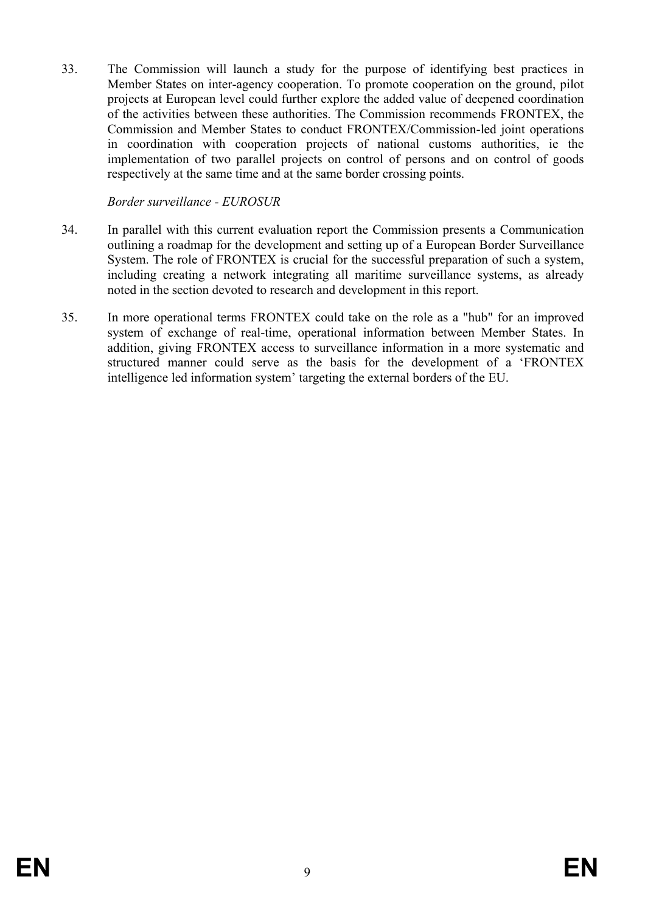33. The Commission will launch a study for the purpose of identifying best practices in Member States on inter-agency cooperation. To promote cooperation on the ground, pilot projects at European level could further explore the added value of deepened coordination of the activities between these authorities. The Commission recommends FRONTEX, the Commission and Member States to conduct FRONTEX/Commission-led joint operations in coordination with cooperation projects of national customs authorities, ie the implementation of two parallel projects on control of persons and on control of goods respectively at the same time and at the same border crossing points.

*Border surveillance - EUROSUR*

34. In parallel with this current evaluation report the Commission presents a Communication outlining a roadmap for the development and setting up of a European Border Surveillance System. The role of FRONTEX is crucial for the successful preparation of such a system, including creating a network integrating all maritime surveillance systems, as already noted in the section devoted to research and development in this report.

35. In more operational terms FRONTEX could take on the role as a "hub" for an improved system of exchange of real-time, operational information between Member States. In addition, giving FRONTEX access to surveillance information in a more systematic and structured manner could serve as the basis for the development of a 'FRONTEX intelligence led information system' targeting the external borders of the EU.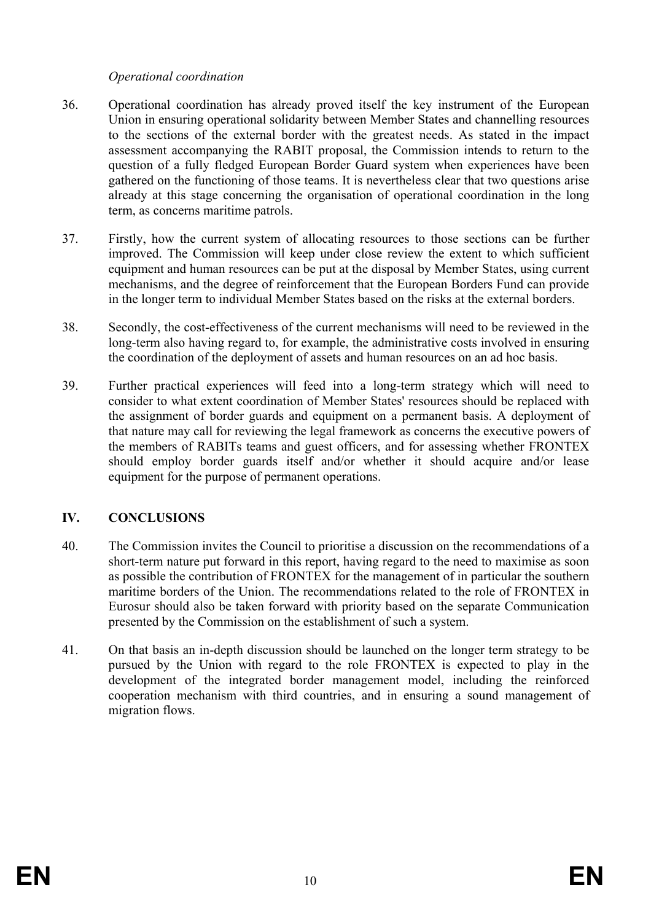*Operational coordination*

36. Operational coordination has already proved itself the key instrument of the European Union in ensuring operational solidarity between Member States and channelling resources to the sections of the external border with the greatest needs. As stated in the impact assessment accompanying the RABIT proposal, the Commission intends to return to the question of a fully fledged European Border Guard system when experiences have been gathered on the functioning of those teams. It is nevertheless clear that two questions arise already at this stage concerning the organisation of operational coordination in the long term, as concerns maritime patrols.

37. Firstly, how the current system of allocating resources to those sections can be further improved. The Commission will keep under close review the extent to which sufficient equipment and human resources can be put at the disposal by Member States, using current mechanisms, and the degree of reinforcement that the European Borders Fund can provide in the longer term to individual Member States based on the risks at the external borders.

38. Secondly, the cost-effectiveness of the current mechanisms will need to be reviewed in the long-term also having regard to, for example, the administrative costs involved in ensuring the coordination of the deployment of assets and human resources on an ad hoc basis.

39. Further practical experiences will feed into a long-term strategy which will need to consider to what extent coordination of Member States' resources should be replaced with the assignment of border guards and equipment on a permanent basis. A deployment of that nature may call for reviewing the legal framework as concerns the executive powers of the members of RABITs teams and guest officers, and for assessing whether FRONTEX should employ border guards itself and/or whether it should acquire and/or lease equipment for the purpose of permanent operations.

## IV. CONCLUSIONS

40. The Commission invites the Council to prioritise a discussion on the recommendations of a short-term nature put forward in this report, having regard to the need to maximise as soon as possible the contribution of FRONTEX for the management of in particular the southern maritime borders of the Union. The recommendations related to the role of FRONTEX in Eurosur should also be taken forward with priority based on the separate Communication presented by the Commission on the establishment of such a system.

41. On that basis an in-depth discussion should be launched on the longer term strategy to be pursued by the Union with regard to the role FRONTEX is expected to play in the development of the integrated border management model, including the reinforced cooperation mechanism with third countries, and in ensuring a sound management of migration flows.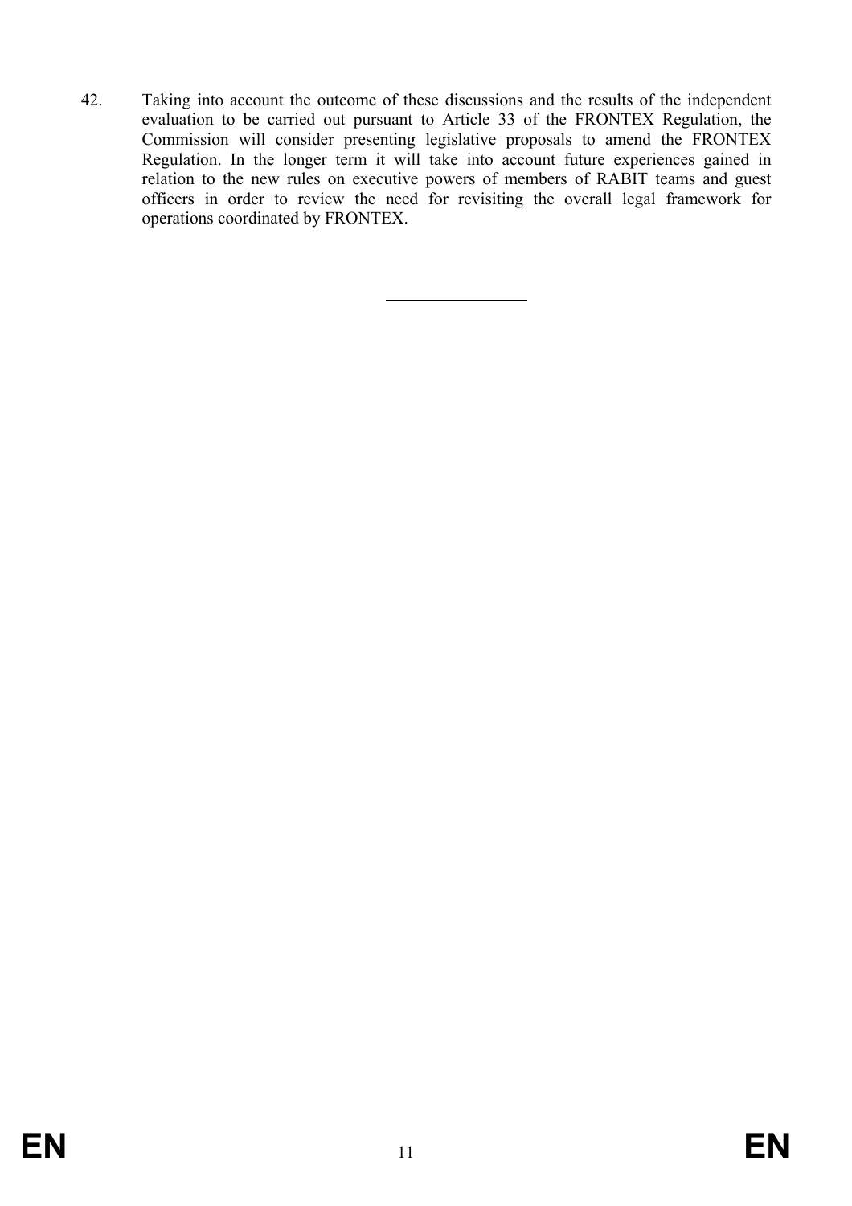42. Taking into account the outcome of these discussions and the results of the independent evaluation to be carried out pursuant to Article 33 of the FRONTEX Regulation, the Commission will consider presenting legislative proposals to amend the FRONTEX Regulation. In the longer term it will take into account future experiences gained in relation to the new rules on executive powers of members of RABIT teams and guest officers in order to review the need for revisiting the overall legal framework for operations coordinated by FRONTEX.